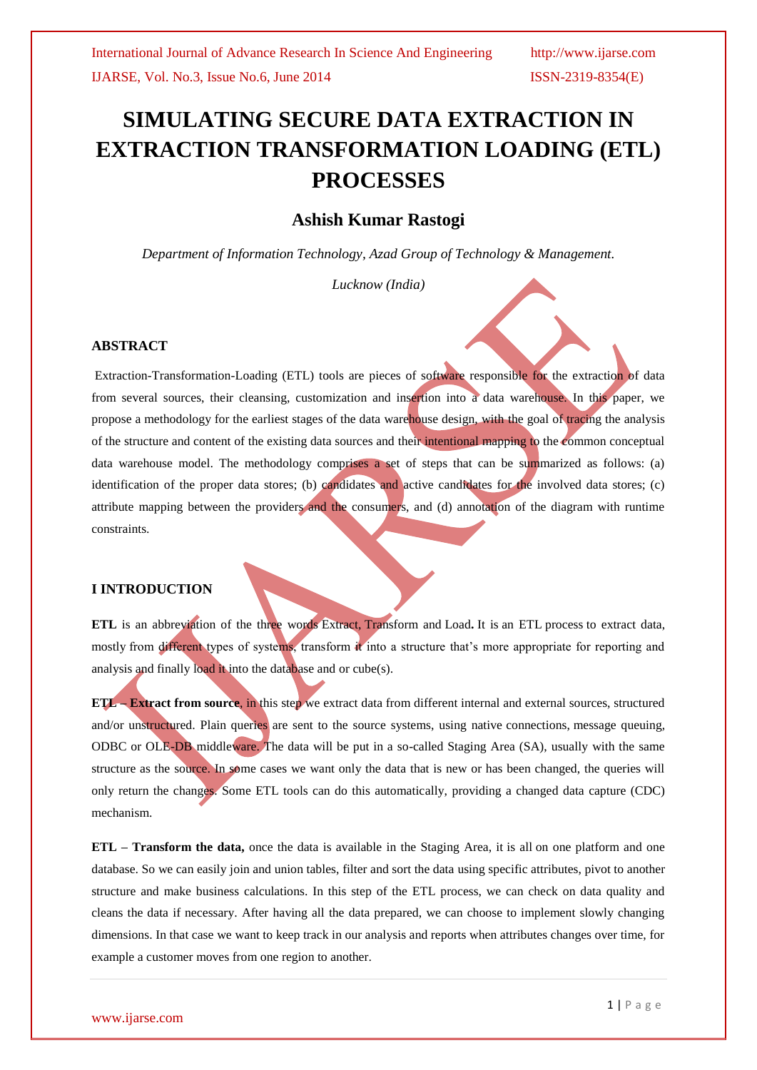# SIMULATING SECURE DATA EXTRACTION IN EXTRACTION TRANSFORMATION LOADING (ETL) PROCESSES

## Ashish Kumar Rastogi

*Department of Information Technology, Azad Group of Technology & Management.*

*Lucknow (India)*

### ABSTRACT

Extraction-Transformation-Loading (ETL) tools are pieces of software responsible for the extraction of data from several sources, their cleansing, customization and insertion into a data warehouse. In this paper, we propose a methodology for the earliest stages of the data warehouse design, with the goal of tracing the analysis of the structure and content of the existing data sources and their intentional mapping to the common conceptual data warehouse model. The methodology comprises a set of steps that can be summarized as follows: (a) identification of the proper data stores; (b) candidates and active candidates for the involved data stores; (c) attribute mapping between the providers and the consumers, and (d) annotation of the diagram with runtime constraints.

### I INTRODUCTION

**ETL** is an abbreviation of the three words Extract, Transform and Load**.** It is an ETL process to extract data, mostly from different types of systems, transform it into a structure that's more appropriate for reporting and analysis and finally load it into the database and or cube(s).

**ETL – Extract from source**, in this step we extract data from different internal and external sources, structured and/or unstructured. Plain queries are sent to the source systems, using native connections, message queuing, ODBC or OLE-DB middleware. The data will be put in a so-called Staging Area (SA), usually with the same structure as the source. In some cases we want only the data that is new or has been changed, the queries will only return the changes. Some ETL tools can do this automatically, providing a changed data capture (CDC) mechanism.

**ETL – Transform the data,** once the data is available in the Staging Area, it is all on one platform and one database. So we can easily join and union tables, filter and sort the data using specific attributes, pivot to another structure and make business calculations. In this step of the ETL process, we can check on data quality and cleans the data if necessary. After having all the data prepared, we can choose to implement slowly changing dimensions. In that case we want to keep track in our analysis and reports when attributes changes over time, for example a customer moves from one region to another.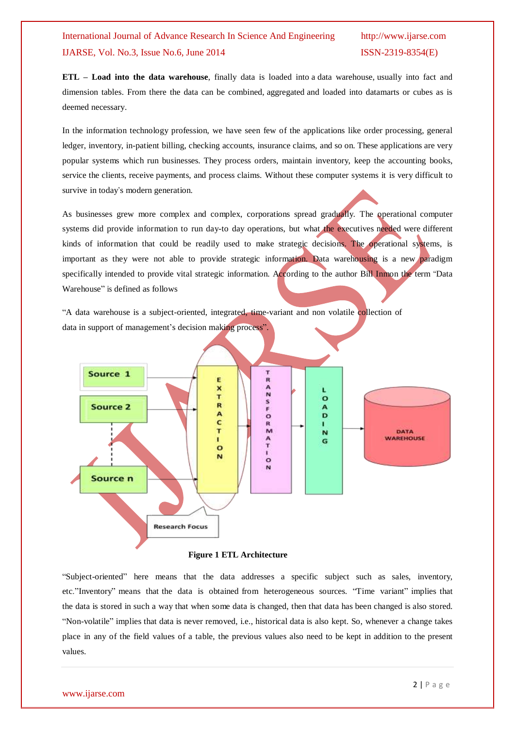**ETL – Load into the data warehouse**, finally data is loaded into a data warehouse, usually into fact and dimension tables. From there the data can be combined, aggregated and loaded into datamarts or cubes as is deemed necessary.

In the information technology profession, we have seen few of the applications like order processing, general ledger, inventory, in-patient billing, checking accounts, insurance claims, and so on. These applications are very popular systems which run businesses. They process orders, maintain inventory, keep the accounting books, service the clients, receive payments, and process claims. Without these computer systems it is very difficult to survive in today's modern generation.

As businesses grew more complex and complex, corporations spread gradually. The operational computer systems did provide information to run day-to day operations, but what the executives needed were different kinds of information that could be readily used to make strategic decisions. The operational systems, is important as they were not able to provide strategic information. Data warehousing is a new paradigm specifically intended to provide vital strategic information. According to the author Bill Inmon the term "Data Warehouse" is defined as follows

"A data warehouse is a subject-oriented, integrated, time-variant and non volatile collection of data in support of management's decision making process".

**Figure 1 ETL Architecture**

"Subject-oriented" here means that the data addresses a specific subject such as sales, inventory, etc."Inventory" means that the data is obtained from heterogeneous sources. "Time variant" implies that the data is stored in such a way that when some data is changed, then that data has been changed is also stored. "Non-volatile" implies that data is never removed, i.e., historical data is also kept. So, whenever a change takes place in any of the field values of a table, the previous values also need to be kept in addition to the present values.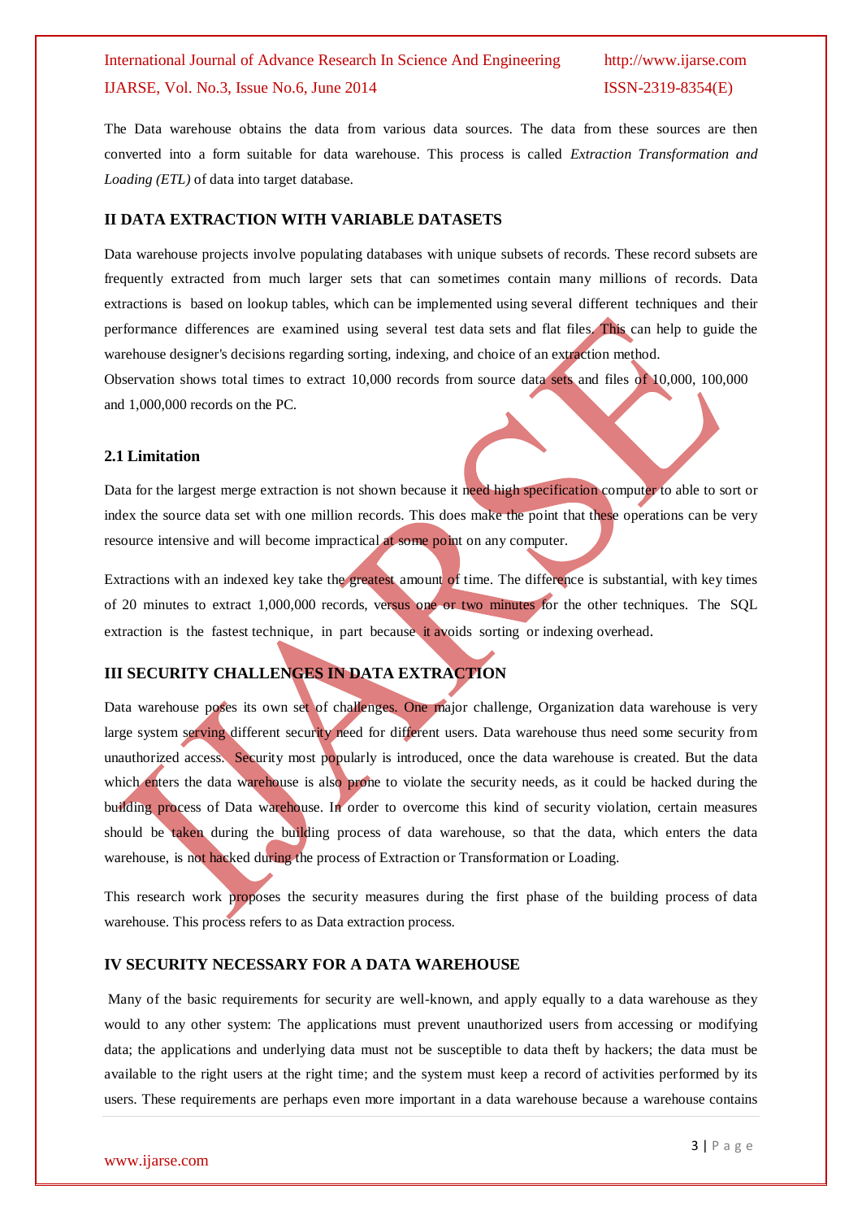The Data warehouse obtains the data from various data sources. The data from these sources are then converted into a form suitable for data warehouse. This process is called *Extraction Transformation and Loading (ETL)* of data into target database.

## II DATA EXTRACTION WITH VARIABLE DATASETS

Data warehouse projects involve populating databases with unique subsets of records. These record subsets are frequently extracted from much larger sets that can sometimes contain many millions of records. Data extractions is based on lookup tables, which can be implemented using several different techniques and their performance differences are examined using several test data sets and flat files. This can help to guide the warehouse designer's decisions regarding sorting, indexing, and choice of an extraction method.

Observation shows total times to extract 10,000 records from source data sets and files of 10,000, 100,000 and 1,000,000 records on the PC.

### 2.1 Limitation

Data for the largest merge extraction is not shown because it need high specification computer to able to sort or index the source data set with one million records. This does make the point that these operations can be very resource intensive and will become impractical at some point on any computer.

Extractions with an indexed key take the greatest amount of time. The difference is substantial, with key times of 20 minutes to extract 1,000,000 records, versus one or two minutes for the other techniques. The SQL extraction is the fastest technique, in part because it avoids sorting or indexing overhead.

## III SECURITY CHALLENGES IN DATA EXTRACTION

Data warehouse poses its own set of challenges. One major challenge, Organization data warehouse is very large system serving different security need for different users. Data warehouse thus need some security from unauthorized access. Security most popularly is introduced, once the data warehouse is created. But the data which enters the data warehouse is also prone to violate the security needs, as it could be hacked during the building process of Data warehouse. In order to overcome this kind of security violation, certain measures should be taken during the building process of data warehouse, so that the data, which enters the data warehouse, is not hacked during the process of Extraction or Transformation or Loading.

This research work proposes the security measures during the first phase of the building process of data warehouse. This process refers to as Data extraction process.

## IV SECURITY NECESSARY FOR A DATA WAREHOUSE

Many of the basic requirements for security are well-known, and apply equally to a data warehouse as they would to any other system: The applications must prevent unauthorized users from accessing or modifying data; the applications and underlying data must not be susceptible to data theft by hackers; the data must be available to the right users at the right time; and the system must keep a record of activities performed by its users. These requirements are perhaps even more important in a data warehouse because a warehouse contains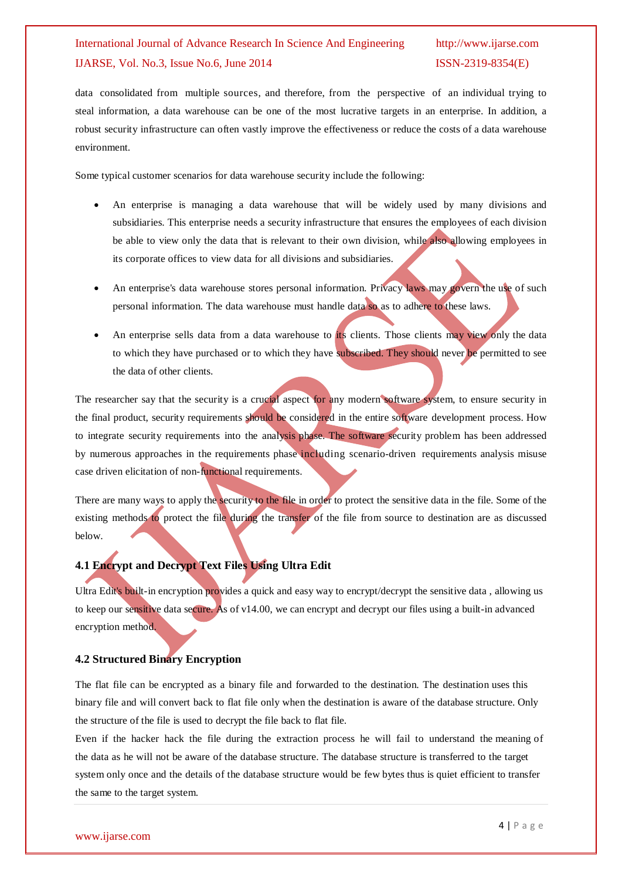data consolidated from multiple sources, and therefore, from the perspective of an individual trying to steal information, a data warehouse can be one of the most lucrative targets in an enterprise. In addition, a robust security infrastructure can often vastly improve the effectiveness or reduce the costs of a data warehouse environment.

Some typical customer scenarios for data warehouse security include the following:

- An enterprise is managing a data warehouse that will be widely used by many divisions and subsidiaries. This enterprise needs a security infrastructure that ensures the employees of each division be able to view only the data that is relevant to their own division, while also allowing employees in its corporate offices to view data for all divisions and subsidiaries.
- An enterprise's data warehouse stores personal information. Privacy laws may govern the use of such personal information. The data warehouse must handle data so as to adhere to these laws.
- An enterprise sells data from a data warehouse to its clients. Those clients may view only the data to which they have purchased or to which they have subscribed. They should never be permitted to see the data of other clients.

The researcher say that the security is a crucial aspect for any modern software system, to ensure security in the final product, security requirements should be considered in the entire software development process. How to integrate security requirements into the analysis phase. The software security problem has been addressed by numerous approaches in the requirements phase including scenario-driven requirements analysis misuse case driven elicitation of non-functional requirements.

There are many ways to apply the security to the file in order to protect the sensitive data in the file. Some of the existing methods to protect the file during the transfer of the file from source to destination are as discussed below.

### 4.1 Encrypt and Decrypt Text Files Using Ultra Edit

Ultra Edit's built-in encryption provides a quick and easy way to encrypt/decrypt the sensitive data , allowing us to keep our sensitive data secure. As of v14.00, we can encrypt and decrypt our files using a built-in advanced encryption method.

### 4.2 Structured Binary Encryption

The flat file can be encrypted as a binary file and forwarded to the destination. The destination uses this binary file and will convert back to flat file only when the destination is aware of the database structure. Only the structure of the file is used to decrypt the file back to flat file.

Even if the hacker hack the file during the extraction process he will fail to understand the meaning of the data as he will not be aware of the database structure. The database structure is transferred to the target system only once and the details of the database structure would be few bytes thus is quiet efficient to transfer the same to the target system.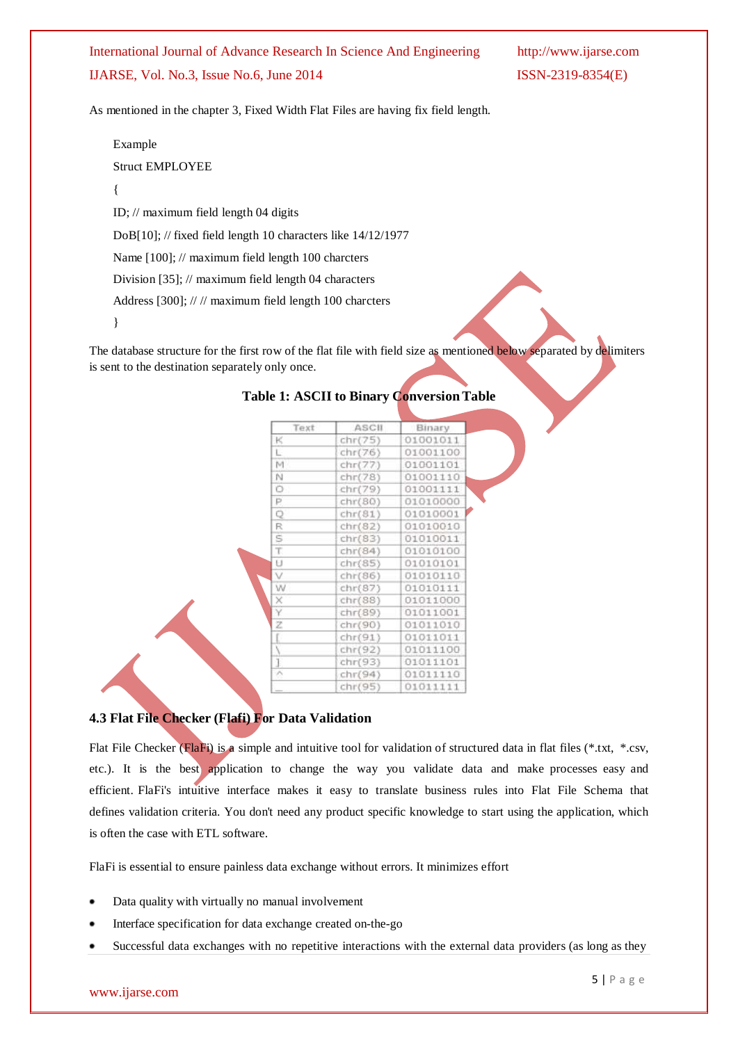As mentioned in the chapter 3, Fixed Width Flat Files are having fix field length.

Example

Struct EMPLOYEE

{

ID; // maximum field length 04 digits

DoB[10]; // fixed field length 10 characters like 14/12/1977

Name [100]; // maximum field length 100 charcters

Division [35]; // maximum field length 04 characters

Address [300]; // // maximum field length 100 charcters

}

The database structure for the first row of the flat file with field size as mentioned below separated by delimiters is sent to the destination separately only once.

**Table 1: ASCII to Binary Conversion Table**

| Text | ASCII | Binary |
|---|---|---|
| K | chr(75) | 01001011 |
| L | chr(76) | 01001100 |
| M | chr(77) | 01001101 |
| N | chr(78) | 01001110 |
| O | chr(79) | 01001111 |
| P | chr(80) | 01010000 |
| Q | chr(81) | 01010001 |
| R | chr(82) | 01010010 |
| S | chr(83) | 01010011 |
| T | chr(84) | 01010100 |
| U | chr(85) | 01010101 |
| V | chr(86) | 01010110 |
| W | chr(87) | 01010111 |
| X | chr(88) | 01011000 |
| Y | chr(89) | 01011001 |
| Z | chr(90) | 01011010 |
| [ | chr(91) | 01011011 |
| \ | chr(92) | 01011100 |
| ] | chr(93) | 01011101 |
| ^ | chr(94) | 01011110 |
| _ | chr(95) | 01011111 |

### 4.3 Flat File Checker (Flafi) For Data Validation

Flat File Checker (FlaFi) is a simple and intuitive tool for validation of structured data in flat files (*.txt, *.csv, etc.). It is the best application to change the way you validate data and make processes easy and efficient. FlaFi's intuitive interface makes it easy to translate business rules into Flat File Schema that defines validation criteria. You don't need any product specific knowledge to start using the application, which is often the case with ETL software.

FlaFi is essential to ensure painless data exchange without errors. It minimizes effort

- Data quality with virtually no manual involvement
- Interface specification for data exchange created on-the-go
- Successful data exchanges with no repetitive interactions with the external data providers (as long as they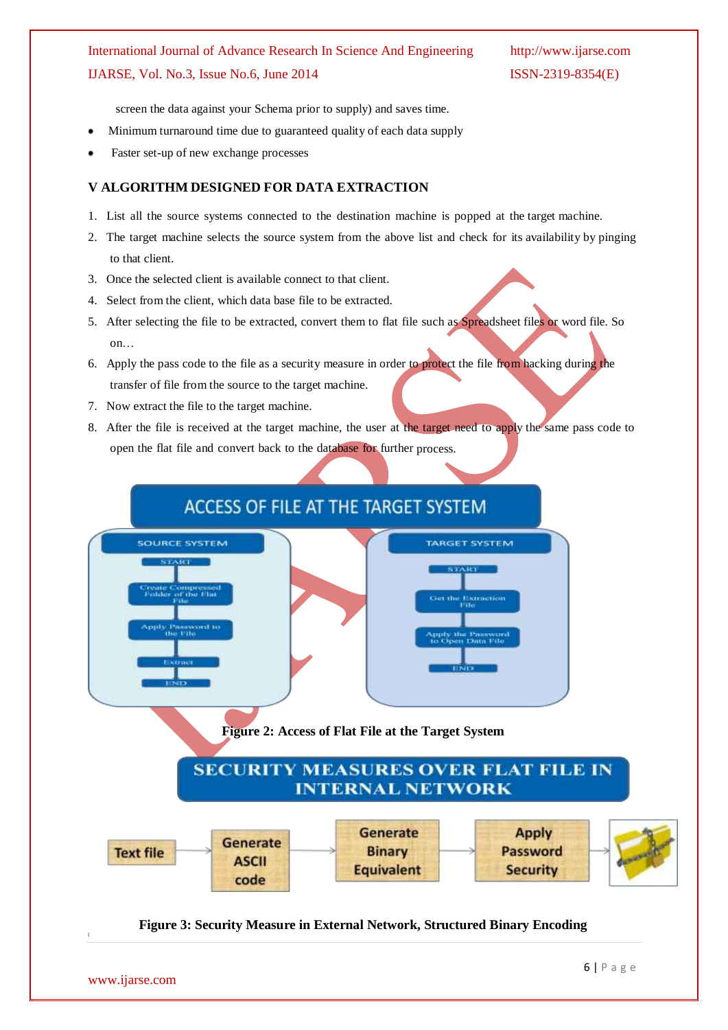screen the data against your Schema prior to supply) and saves time.

- Minimum turnaround time due to guaranteed quality of each data supply
- Faster set-up of new exchange processes

## V ALGORITHM DESIGNED FOR DATA EXTRACTION

1. List all the source systems connected to the destination machine is popped at the target machine.
2. The target machine selects the source system from the above list and check for its availability by pinging to that client.
3. Once the selected client is available connect to that client.
4. Select from the client, which data base file to be extracted.
5. After selecting the file to be extracted, convert them to flat file such as Spreadsheet files or word file. So on…
6. Apply the pass code to the file as a security measure in order to protect the file from hacking during the transfer of file from the source to the target machine.
7. Now extract the file to the target machine.
8. After the file is received at the target machine, the user at the target need to apply the same pass code to open the flat file and convert back to the database for further process.

ACCESS OF FILE AT THE TARGET SYSTEM

SOURCE SYSTEM: START → Create Compressed Folder of the Flat File → Apply Password to the File → Extract → END

TARGET SYSTEM: START → Get the Extraction File → Apply the Password to Open Data File → END

**Figure 2: Access of Flat File at the Target System**

SECURITY MEASURES OVER FLAT FILE IN INTERNAL NETWORK

Text file → Generate ASCII code → Generate Binary Equivalent → Apply Password Security →

**Figure 3: Security Measure in External Network, Structured Binary Encoding**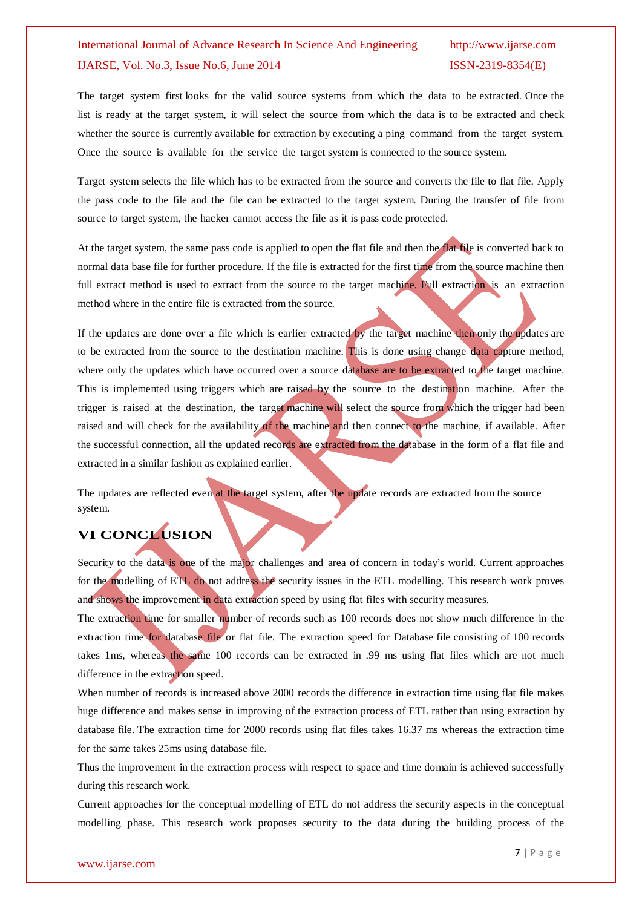The target system first looks for the valid source systems from which the data to be extracted. Once the list is ready at the target system, it will select the source from which the data is to be extracted and check whether the source is currently available for extraction by executing a ping command from the target system. Once the source is available for the service the target system is connected to the source system.

Target system selects the file which has to be extracted from the source and converts the file to flat file. Apply the pass code to the file and the file can be extracted to the target system. During the transfer of file from source to target system, the hacker cannot access the file as it is pass code protected.

At the target system, the same pass code is applied to open the flat file and then the flat file is converted back to normal data base file for further procedure. If the file is extracted for the first time from the source machine then full extract method is used to extract from the source to the target machine. Full extraction is an extraction method where in the entire file is extracted from the source.

If the updates are done over a file which is earlier extracted by the target machine then only the updates are to be extracted from the source to the destination machine. This is done using change data capture method, where only the updates which have occurred over a source database are to be extracted to the target machine. This is implemented using triggers which are raised by the source to the destination machine. After the trigger is raised at the destination, the target machine will select the source from which the trigger had been raised and will check for the availability of the machine and then connect to the machine, if available. After the successful connection, all the updated records are extracted from the database in the form of a flat file and extracted in a similar fashion as explained earlier.

The updates are reflected even at the target system, after the update records are extracted from the source system.

## VI CONCLUSION

Security to the data is one of the major challenges and area of concern in today's world. Current approaches for the modelling of ETL do not address the security issues in the ETL modelling. This research work proves and shows the improvement in data extraction speed by using flat files with security measures.

The extraction time for smaller number of records such as 100 records does not show much difference in the extraction time for database file or flat file. The extraction speed for Database file consisting of 100 records takes 1ms, whereas the same 100 records can be extracted in .99 ms using flat files which are not much difference in the extraction speed.

When number of records is increased above 2000 records the difference in extraction time using flat file makes huge difference and makes sense in improving of the extraction process of ETL rather than using extraction by database file. The extraction time for 2000 records using flat files takes 16.37 ms whereas the extraction time for the same takes 25ms using database file.

Thus the improvement in the extraction process with respect to space and time domain is achieved successfully during this research work.

Current approaches for the conceptual modelling of ETL do not address the security aspects in the conceptual modelling phase. This research work proposes security to the data during the building process of the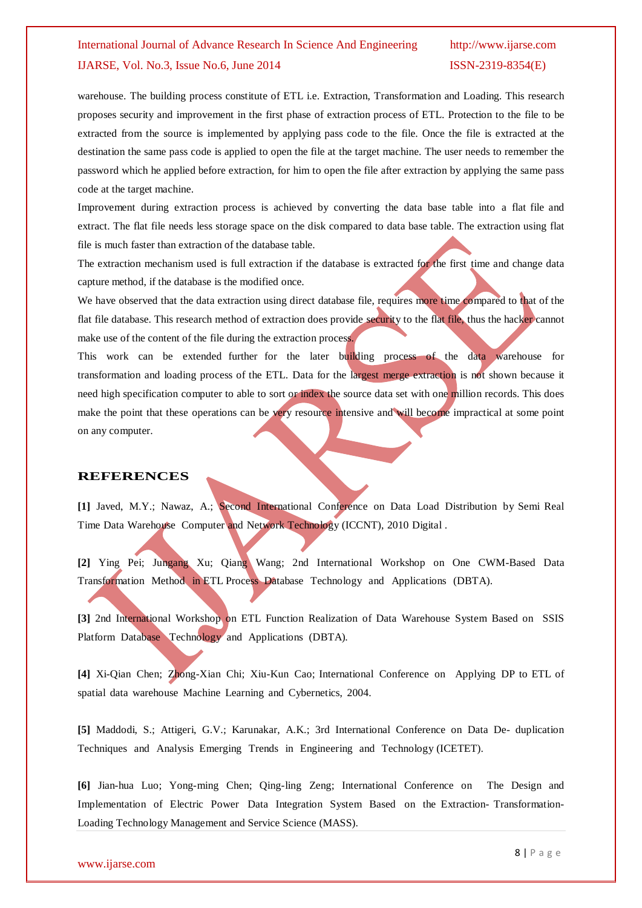warehouse. The building process constitute of ETL i.e. Extraction, Transformation and Loading. This research proposes security and improvement in the first phase of extraction process of ETL. Protection to the file to be extracted from the source is implemented by applying pass code to the file. Once the file is extracted at the destination the same pass code is applied to open the file at the target machine. The user needs to remember the password which he applied before extraction, for him to open the file after extraction by applying the same pass code at the target machine.

Improvement during extraction process is achieved by converting the data base table into a flat file and extract. The flat file needs less storage space on the disk compared to data base table. The extraction using flat file is much faster than extraction of the database table.

The extraction mechanism used is full extraction if the database is extracted for the first time and change data capture method, if the database is the modified once.

We have observed that the data extraction using direct database file, requires more time compared to that of the flat file database. This research method of extraction does provide security to the flat file, thus the hacker cannot make use of the content of the file during the extraction process.

This work can be extended further for the later building process of the data warehouse for transformation and loading process of the ETL. Data for the largest merge extraction is not shown because it need high specification computer to able to sort or index the source data set with one million records. This does make the point that these operations can be very resource intensive and will become impractical at some point on any computer.

## REFERENCES

**[1]** Javed, M.Y.; Nawaz, A.; Second International Conference on Data Load Distribution by Semi Real Time Data Warehouse Computer and Network Technology (ICCNT), 2010 Digital .

**[2]** Ying Pei; Jungang Xu; Qiang Wang; 2nd International Workshop on One CWM-Based Data Transformation Method in ETL Process Database Technology and Applications (DBTA).

**[3]** 2nd International Workshop on ETL Function Realization of Data Warehouse System Based on SSIS Platform Database Technology and Applications (DBTA).

**[4]** Xi-Qian Chen; Zhong-Xian Chi; Xiu-Kun Cao; International Conference on Applying DP to ETL of spatial data warehouse Machine Learning and Cybernetics, 2004.

**[5]** Maddodi, S.; Attigeri, G.V.; Karunakar, A.K.; 3rd International Conference on Data De- duplication Techniques and Analysis Emerging Trends in Engineering and Technology (ICETET).

**[6]** Jian-hua Luo; Yong-ming Chen; Qing-ling Zeng; International Conference on The Design and Implementation of Electric Power Data Integration System Based on the Extraction- Transformation-Loading Technology Management and Service Science (MASS).